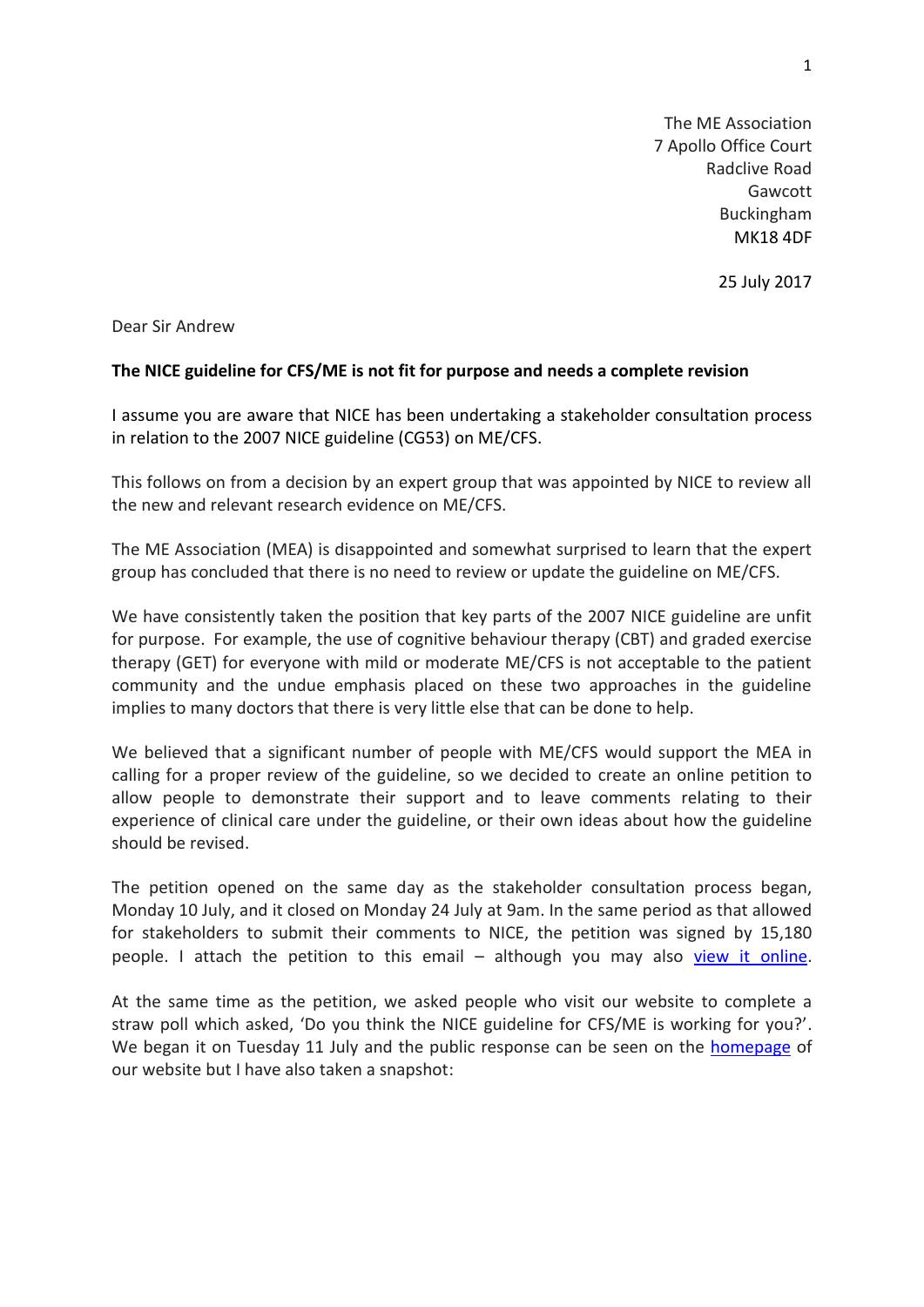The ME Association
7 Apollo Office Court
Radclive Road
Gawcott
Buckingham
MK18 4DF

25 July 2017

Dear Sir Andrew

**The NICE guideline for CFS/ME is not fit for purpose and needs a complete revision**

I assume you are aware that NICE has been undertaking a stakeholder consultation process in relation to the 2007 NICE guideline (CG53) on ME/CFS.

This follows on from a decision by an expert group that was appointed by NICE to review all the new and relevant research evidence on ME/CFS.

The ME Association (MEA) is disappointed and somewhat surprised to learn that the expert group has concluded that there is no need to review or update the guideline on ME/CFS.

We have consistently taken the position that key parts of the 2007 NICE guideline are unfit for purpose. For example, the use of cognitive behaviour therapy (CBT) and graded exercise therapy (GET) for everyone with mild or moderate ME/CFS is not acceptable to the patient community and the undue emphasis placed on these two approaches in the guideline implies to many doctors that there is very little else that can be done to help.

We believed that a significant number of people with ME/CFS would support the MEA in calling for a proper review of the guideline, so we decided to create an online petition to allow people to demonstrate their support and to leave comments relating to their experience of clinical care under the guideline, or their own ideas about how the guideline should be revised.

The petition opened on the same day as the stakeholder consultation process began, Monday 10 July, and it closed on Monday 24 July at 9am. In the same period as that allowed for stakeholders to submit their comments to NICE, the petition was signed by 15,180 people. I attach the petition to this email – although you may also view it online.

At the same time as the petition, we asked people who visit our website to complete a straw poll which asked, 'Do you think the NICE guideline for CFS/ME is working for you?'. We began it on Tuesday 11 July and the public response can be seen on the homepage of our website but I have also taken a snapshot: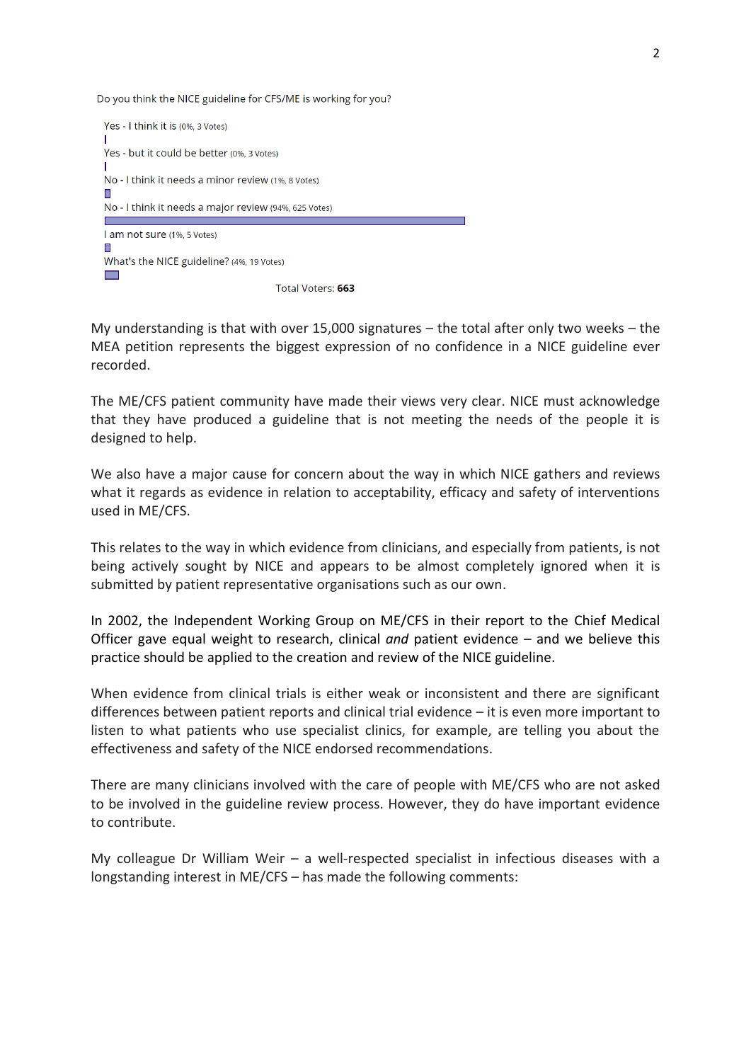Do you think the NICE guideline for CFS/ME is working for you?

| Response | Percentage | Votes |
|---|---|---|
| Yes - I think it is | 0% | 3 Votes |
| Yes - but it could be better | 0% | 3 Votes |
| No - I think it needs a minor review | 1% | 8 Votes |
| No - I think it needs a major review | 94% | 625 Votes |
| I am not sure | 1% | 5 Votes |
| What's the NICE guideline? | 4% | 19 Votes |

Total Voters: **663**

My understanding is that with over 15,000 signatures – the total after only two weeks – the MEA petition represents the biggest expression of no confidence in a NICE guideline ever recorded.

The ME/CFS patient community have made their views very clear. NICE must acknowledge that they have produced a guideline that is not meeting the needs of the people it is designed to help.

We also have a major cause for concern about the way in which NICE gathers and reviews what it regards as evidence in relation to acceptability, efficacy and safety of interventions used in ME/CFS.

This relates to the way in which evidence from clinicians, and especially from patients, is not being actively sought by NICE and appears to be almost completely ignored when it is submitted by patient representative organisations such as our own.

In 2002, the Independent Working Group on ME/CFS in their report to the Chief Medical Officer gave equal weight to research, clinical *and* patient evidence – and we believe this practice should be applied to the creation and review of the NICE guideline.

When evidence from clinical trials is either weak or inconsistent and there are significant differences between patient reports and clinical trial evidence – it is even more important to listen to what patients who use specialist clinics, for example, are telling you about the effectiveness and safety of the NICE endorsed recommendations.

There are many clinicians involved with the care of people with ME/CFS who are not asked to be involved in the guideline review process. However, they do have important evidence to contribute.

My colleague Dr William Weir – a well-respected specialist in infectious diseases with a longstanding interest in ME/CFS – has made the following comments: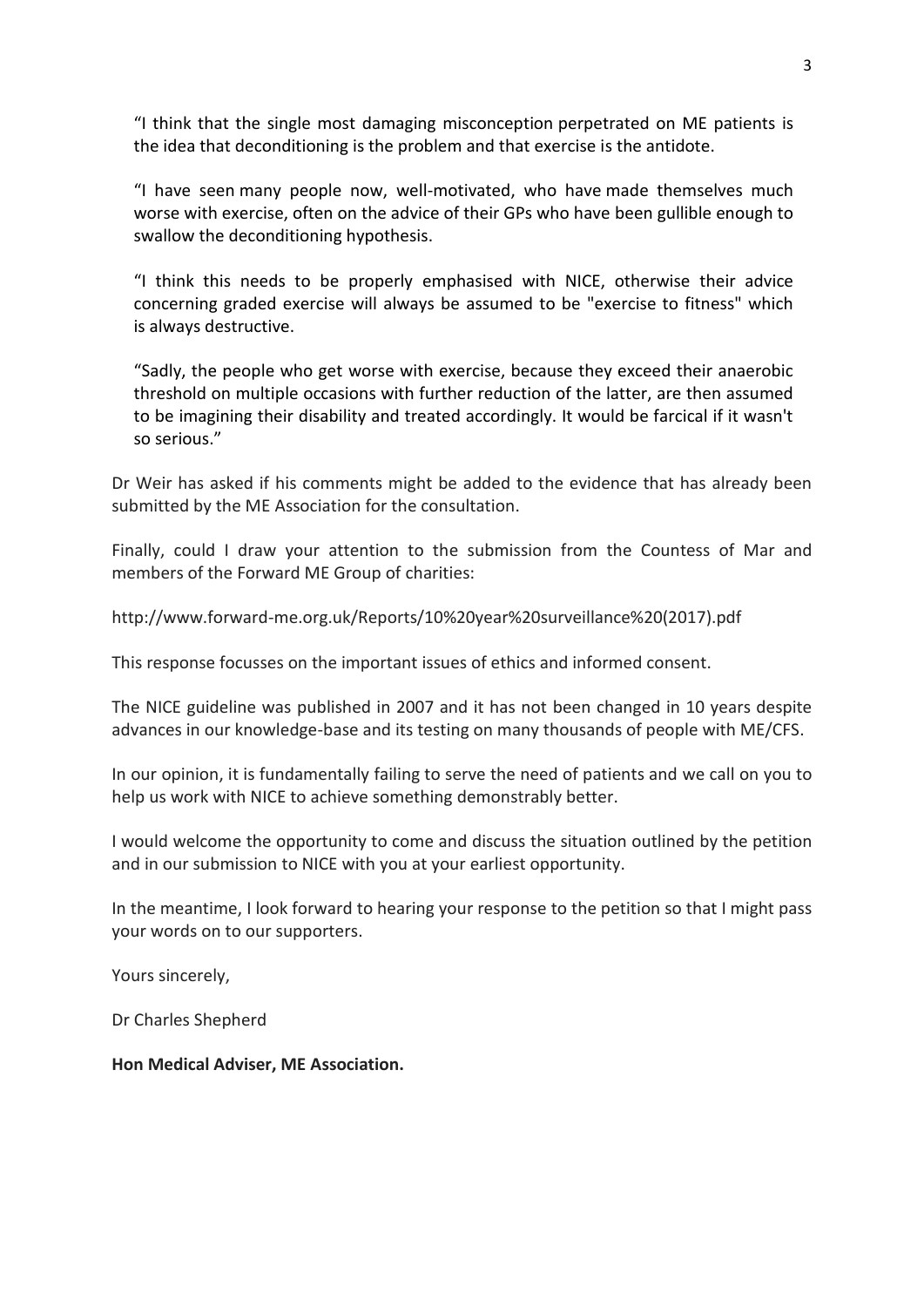> "I think that the single most damaging misconception perpetrated on ME patients is the idea that deconditioning is the problem and that exercise is the antidote.
>
> "I have seen many people now, well-motivated, who have made themselves much worse with exercise, often on the advice of their GPs who have been gullible enough to swallow the deconditioning hypothesis.
>
> "I think this needs to be properly emphasised with NICE, otherwise their advice concerning graded exercise will always be assumed to be "exercise to fitness" which is always destructive.
>
> "Sadly, the people who get worse with exercise, because they exceed their anaerobic threshold on multiple occasions with further reduction of the latter, are then assumed to be imagining their disability and treated accordingly. It would be farcical if it wasn't so serious."

Dr Weir has asked if his comments might be added to the evidence that has already been submitted by the ME Association for the consultation.

Finally, could I draw your attention to the submission from the Countess of Mar and members of the Forward ME Group of charities:

http://www.forward-me.org.uk/Reports/10%20year%20surveillance%20(2017).pdf

This response focusses on the important issues of ethics and informed consent.

The NICE guideline was published in 2007 and it has not been changed in 10 years despite advances in our knowledge-base and its testing on many thousands of people with ME/CFS.

In our opinion, it is fundamentally failing to serve the need of patients and we call on you to help us work with NICE to achieve something demonstrably better.

I would welcome the opportunity to come and discuss the situation outlined by the petition and in our submission to NICE with you at your earliest opportunity.

In the meantime, I look forward to hearing your response to the petition so that I might pass your words on to our supporters.

Yours sincerely,

Dr Charles Shepherd

**Hon Medical Adviser, ME Association.**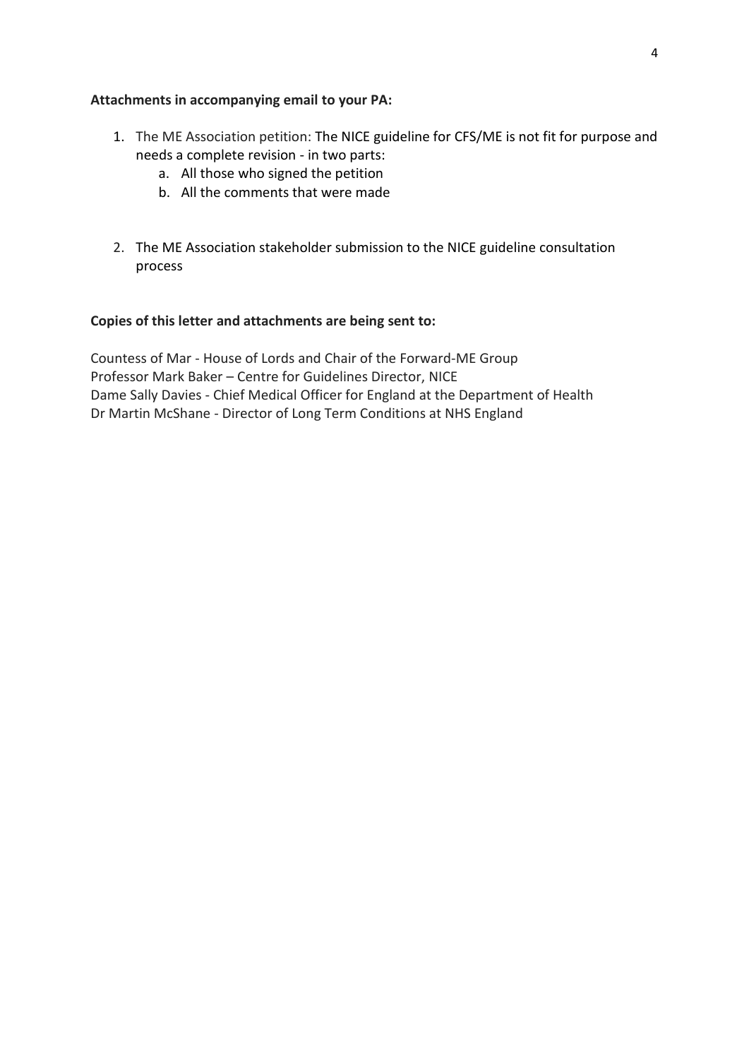**Attachments in accompanying email to your PA:**

1. The ME Association petition: The NICE guideline for CFS/ME is not fit for purpose and needs a complete revision - in two parts:
   a. All those who signed the petition
   b. All the comments that were made

2. The ME Association stakeholder submission to the NICE guideline consultation process

**Copies of this letter and attachments are being sent to:**

Countess of Mar - House of Lords and Chair of the Forward-ME Group
Professor Mark Baker – Centre for Guidelines Director, NICE
Dame Sally Davies - Chief Medical Officer for England at the Department of Health
Dr Martin McShane - Director of Long Term Conditions at NHS England